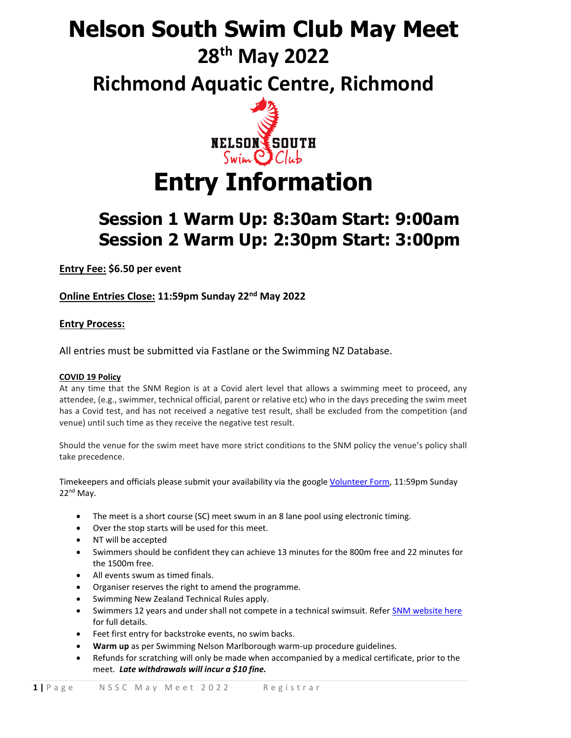# Nelson South Swim Club May Meet

## 28th May 2022

## Richmond Aquatic Centre, Richmond

# Entry Information

## Session 1 Warm Up: 8:30am Start: 9:00am
## Session 2 Warm Up: 2:30pm Start: 3:00pm

**Entry Fee:** **$6.50 per event**

**Online Entries Close:** **11:59pm Sunday 22nd May 2022**

**Entry Process:**

All entries must be submitted via Fastlane or the Swimming NZ Database.

**COVID 19 Policy**

At any time that the SNM Region is at a Covid alert level that allows a swimming meet to proceed, any attendee, (e.g., swimmer, technical official, parent or relative etc) who in the days preceding the swim meet has a Covid test, and has not received a negative test result, shall be excluded from the competition (and venue) until such time as they receive the negative test result.

Should the venue for the swim meet have more strict conditions to the SNM policy the venue's policy shall take precedence.

Timekeepers and officials please submit your availability via the google Volunteer Form, 11:59pm Sunday 22nd May.

- The meet is a short course (SC) meet swum in an 8 lane pool using electronic timing.
- Over the stop starts will be used for this meet.
- NT will be accepted
- Swimmers should be confident they can achieve 13 minutes for the 800m free and 22 minutes for the 1500m free.
- All events swum as timed finals.
- Organiser reserves the right to amend the programme.
- Swimming New Zealand Technical Rules apply.
- Swimmers 12 years and under shall not compete in a technical swimsuit. Refer SNM website here for full details.
- Feet first entry for backstroke events, no swim backs.
- **Warm up** as per Swimming Nelson Marlborough warm-up procedure guidelines.
- Refunds for scratching will only be made when accompanied by a medical certificate, prior to the meet. ***Late withdrawals will incur a $10 fine.***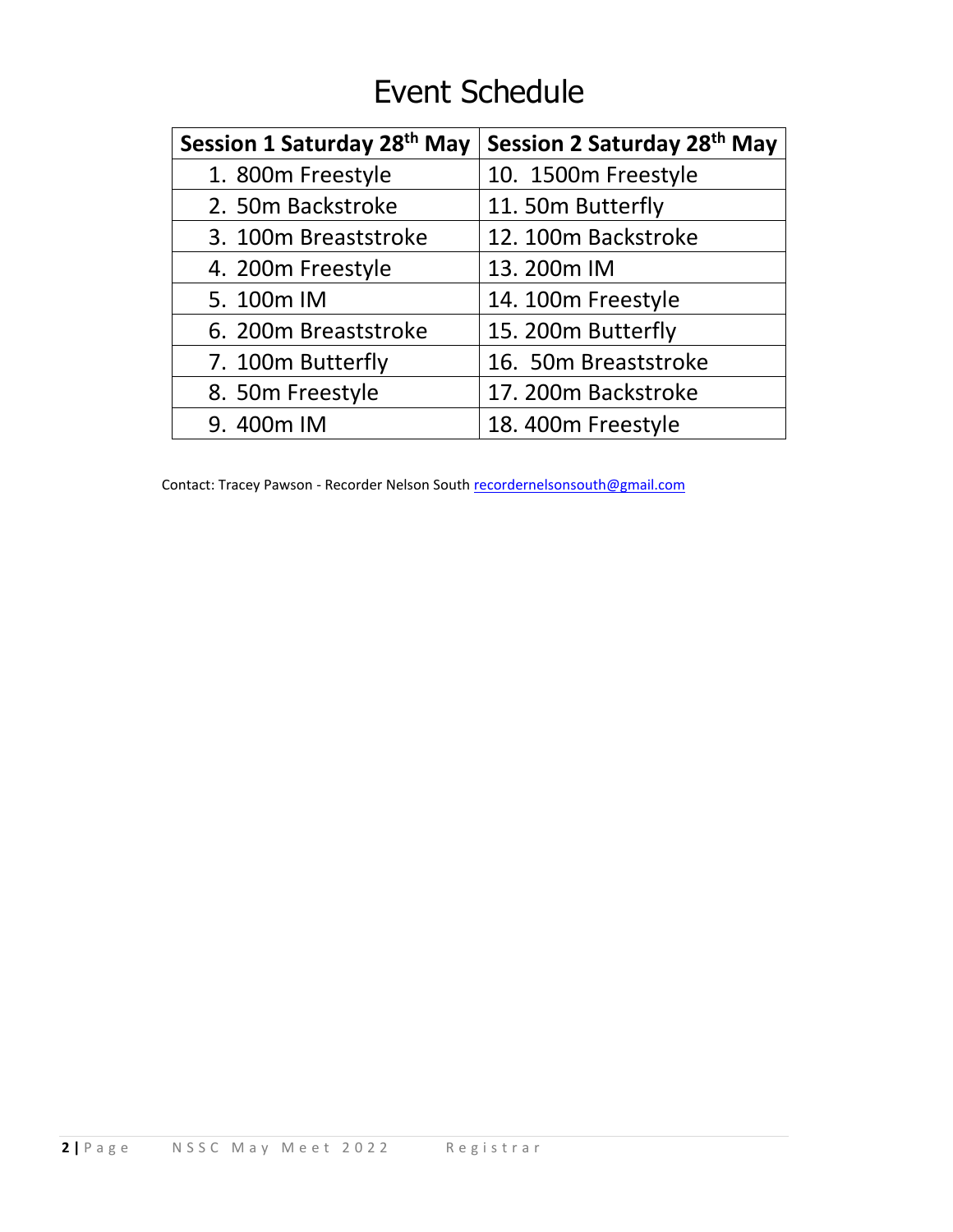# Event Schedule

| Session 1 Saturday 28th May | Session 2 Saturday 28th May |
|---|---|
| 1. 800m Freestyle | 10. 1500m Freestyle |
| 2. 50m Backstroke | 11. 50m Butterfly |
| 3. 100m Breaststroke | 12. 100m Backstroke |
| 4. 200m Freestyle | 13. 200m IM |
| 5. 100m IM | 14. 100m Freestyle |
| 6. 200m Breaststroke | 15. 200m Butterfly |
| 7. 100m Butterfly | 16. 50m Breaststroke |
| 8. 50m Freestyle | 17. 200m Backstroke |
| 9. 400m IM | 18. 400m Freestyle |

Contact: Tracey Pawson - Recorder Nelson South recordernelsonsouth@gmail.com